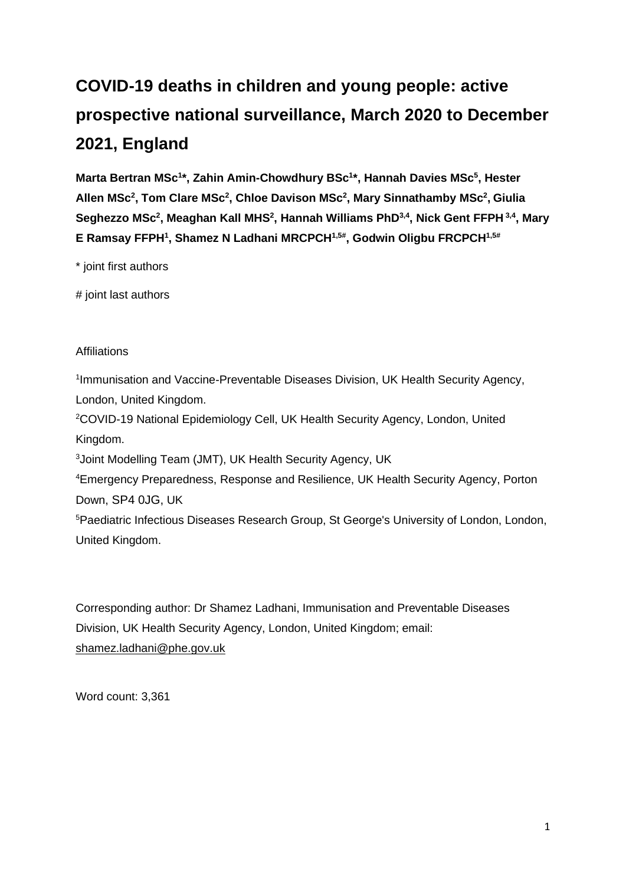# COVID-19 deaths in children and young people: active prospective national surveillance, March 2020 to December 2021, England

**Marta Bertran MSc[1]\*, Zahin Amin-Chowdhury BSc[1]\*, Hannah Davies MSc[5], Hester Allen MSc[2], Tom Clare MSc[2], Chloe Davison MSc[2], Mary Sinnathamby MSc[2], Giulia Seghezzo MSc[2], Meaghan Kall MHS[2], Hannah Williams PhD[3,4], Nick Gent FFPH[3,4], Mary E Ramsay FFPH[1], Shamez N Ladhani MRCPCH[1,5#], Godwin Oligbu FRCPCH[1,5#]**

\* joint first authors

# joint last authors

Affiliations

[1]Immunisation and Vaccine-Preventable Diseases Division, UK Health Security Agency, London, United Kingdom.

[2]COVID-19 National Epidemiology Cell, UK Health Security Agency, London, United Kingdom.

[3]Joint Modelling Team (JMT), UK Health Security Agency, UK

[4]Emergency Preparedness, Response and Resilience, UK Health Security Agency, Porton Down, SP4 0JG, UK

[5]Paediatric Infectious Diseases Research Group, St George's University of London, London, United Kingdom.

Corresponding author: Dr Shamez Ladhani, Immunisation and Preventable Diseases Division, UK Health Security Agency, London, United Kingdom; email: shamez.ladhani@phe.gov.uk

Word count: 3,361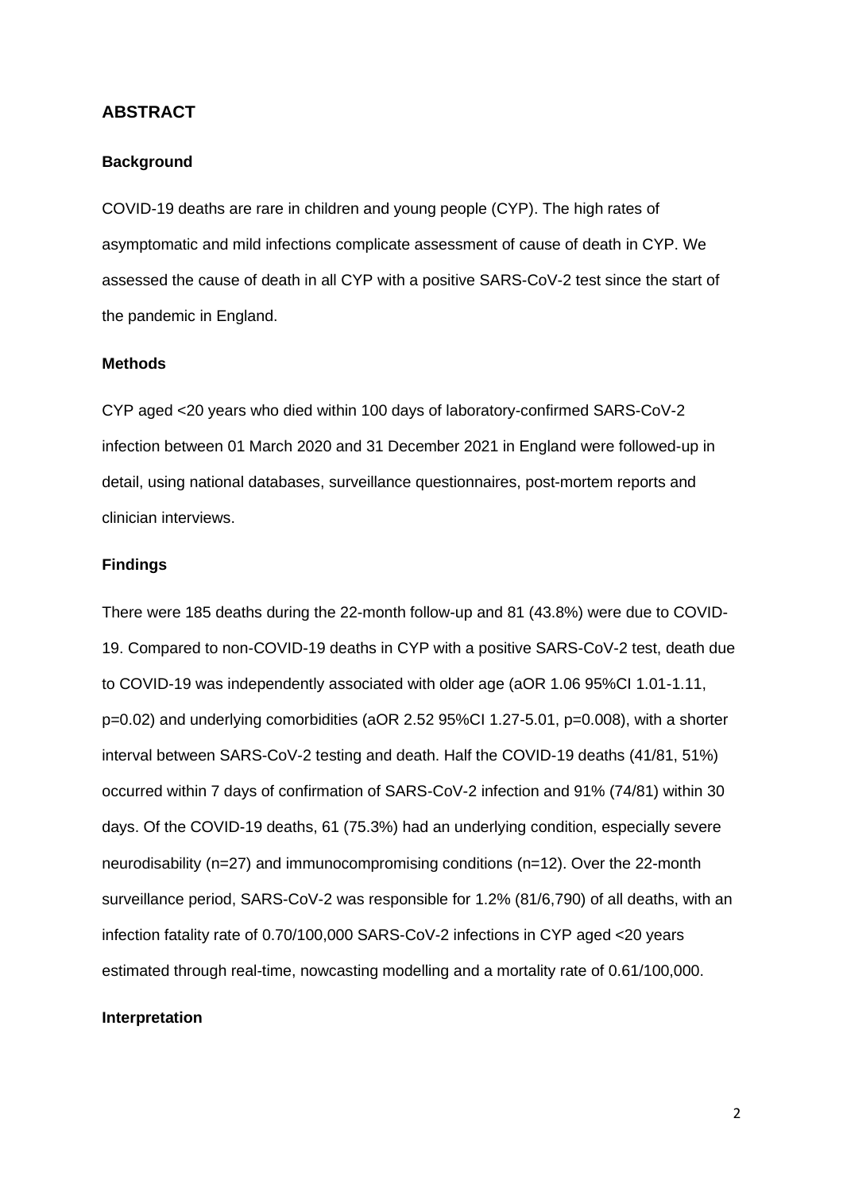## ABSTRACT

### Background

COVID-19 deaths are rare in children and young people (CYP). The high rates of asymptomatic and mild infections complicate assessment of cause of death in CYP. We assessed the cause of death in all CYP with a positive SARS-CoV-2 test since the start of the pandemic in England.

### Methods

CYP aged <20 years who died within 100 days of laboratory-confirmed SARS-CoV-2 infection between 01 March 2020 and 31 December 2021 in England were followed-up in detail, using national databases, surveillance questionnaires, post-mortem reports and clinician interviews.

### Findings

There were 185 deaths during the 22-month follow-up and 81 (43.8%) were due to COVID-19. Compared to non-COVID-19 deaths in CYP with a positive SARS-CoV-2 test, death due to COVID-19 was independently associated with older age (aOR 1.06 95%CI 1.01-1.11, p=0.02) and underlying comorbidities (aOR 2.52 95%CI 1.27-5.01, p=0.008), with a shorter interval between SARS-CoV-2 testing and death. Half the COVID-19 deaths (41/81, 51%) occurred within 7 days of confirmation of SARS-CoV-2 infection and 91% (74/81) within 30 days. Of the COVID-19 deaths, 61 (75.3%) had an underlying condition, especially severe neurodisability (n=27) and immunocompromising conditions (n=12). Over the 22-month surveillance period, SARS-CoV-2 was responsible for 1.2% (81/6,790) of all deaths, with an infection fatality rate of 0.70/100,000 SARS-CoV-2 infections in CYP aged <20 years estimated through real-time, nowcasting modelling and a mortality rate of 0.61/100,000.

### Interpretation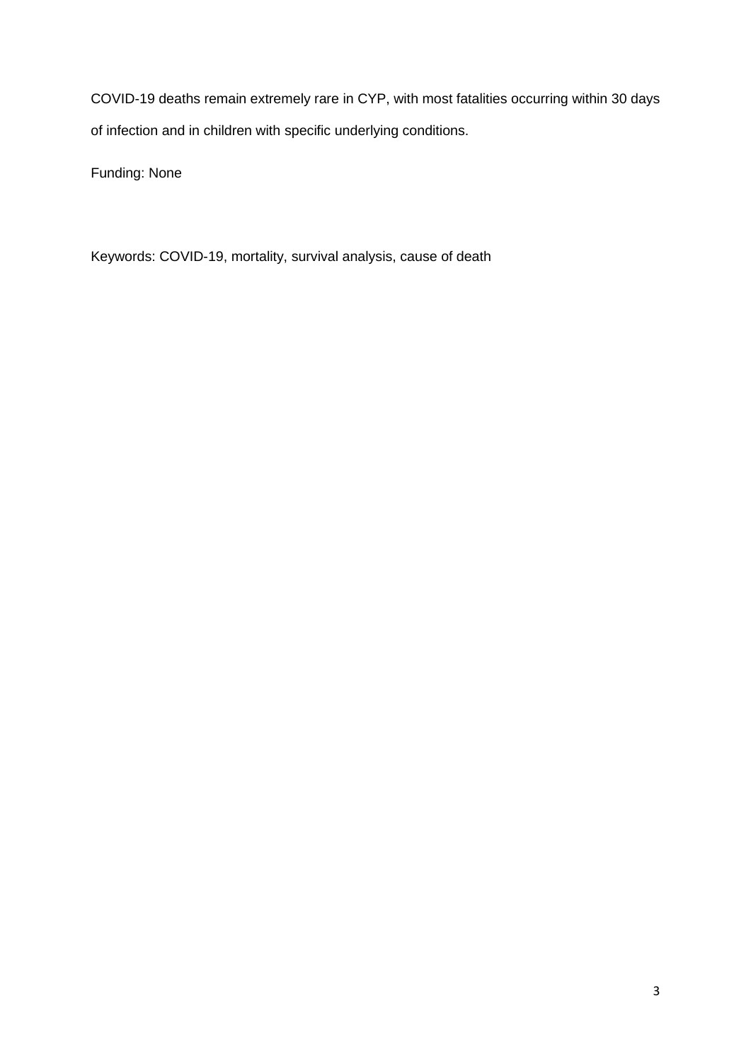COVID-19 deaths remain extremely rare in CYP, with most fatalities occurring within 30 days of infection and in children with specific underlying conditions.

Funding: None

Keywords: COVID-19, mortality, survival analysis, cause of death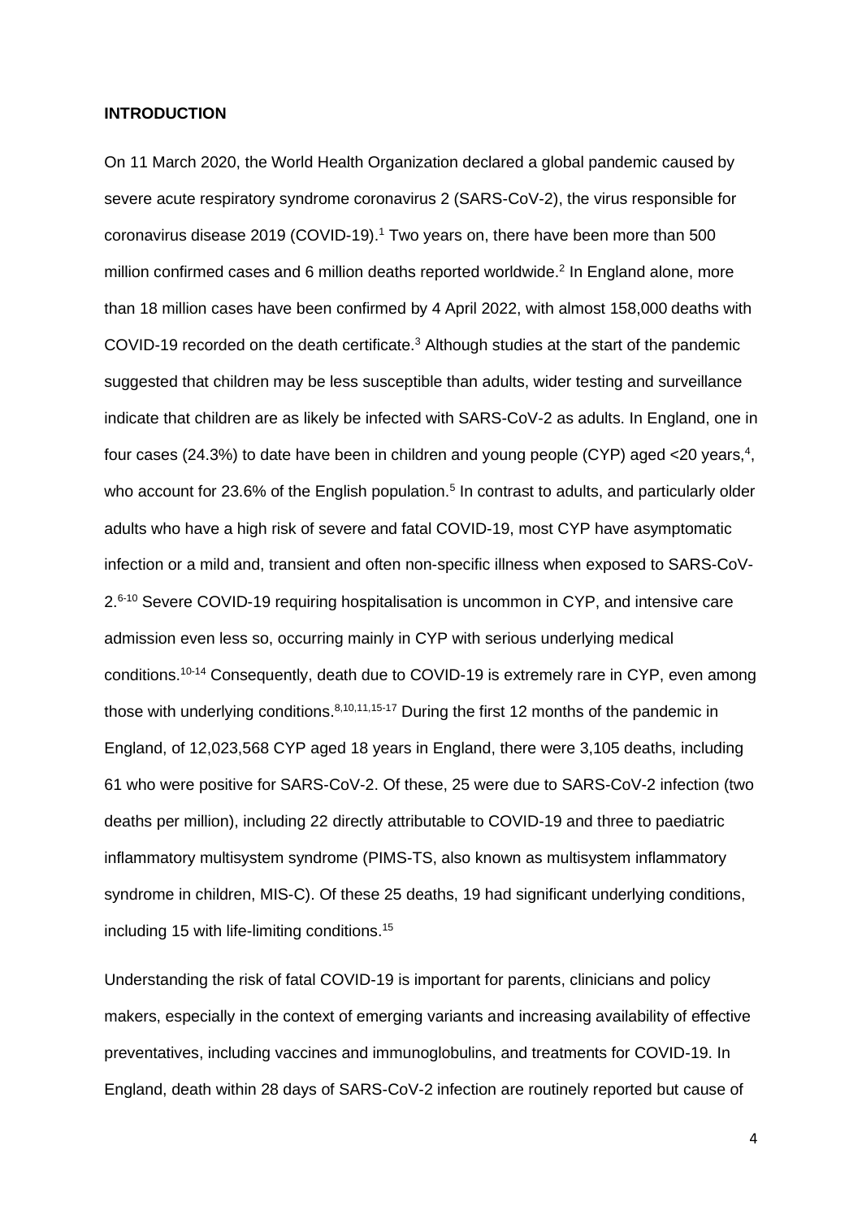## INTRODUCTION

On 11 March 2020, the World Health Organization declared a global pandemic caused by severe acute respiratory syndrome coronavirus 2 (SARS-CoV-2), the virus responsible for coronavirus disease 2019 (COVID-19).[1] Two years on, there have been more than 500 million confirmed cases and 6 million deaths reported worldwide.[2] In England alone, more than 18 million cases have been confirmed by 4 April 2022, with almost 158,000 deaths with COVID-19 recorded on the death certificate.[3] Although studies at the start of the pandemic suggested that children may be less susceptible than adults, wider testing and surveillance indicate that children are as likely be infected with SARS-CoV-2 as adults. In England, one in four cases (24.3%) to date have been in children and young people (CYP) aged <20 years,[4], who account for 23.6% of the English population.[5] In contrast to adults, and particularly older adults who have a high risk of severe and fatal COVID-19, most CYP have asymptomatic infection or a mild and, transient and often non-specific illness when exposed to SARS-CoV-2.[6-10] Severe COVID-19 requiring hospitalisation is uncommon in CYP, and intensive care admission even less so, occurring mainly in CYP with serious underlying medical conditions.[10-14] Consequently, death due to COVID-19 is extremely rare in CYP, even among those with underlying conditions.[8,10,11,15-17] During the first 12 months of the pandemic in England, of 12,023,568 CYP aged 18 years in England, there were 3,105 deaths, including 61 who were positive for SARS-CoV-2. Of these, 25 were due to SARS-CoV-2 infection (two deaths per million), including 22 directly attributable to COVID-19 and three to paediatric inflammatory multisystem syndrome (PIMS-TS, also known as multisystem inflammatory syndrome in children, MIS-C). Of these 25 deaths, 19 had significant underlying conditions, including 15 with life-limiting conditions.[15]

Understanding the risk of fatal COVID-19 is important for parents, clinicians and policy makers, especially in the context of emerging variants and increasing availability of effective preventatives, including vaccines and immunoglobulins, and treatments for COVID-19. In England, death within 28 days of SARS-CoV-2 infection are routinely reported but cause of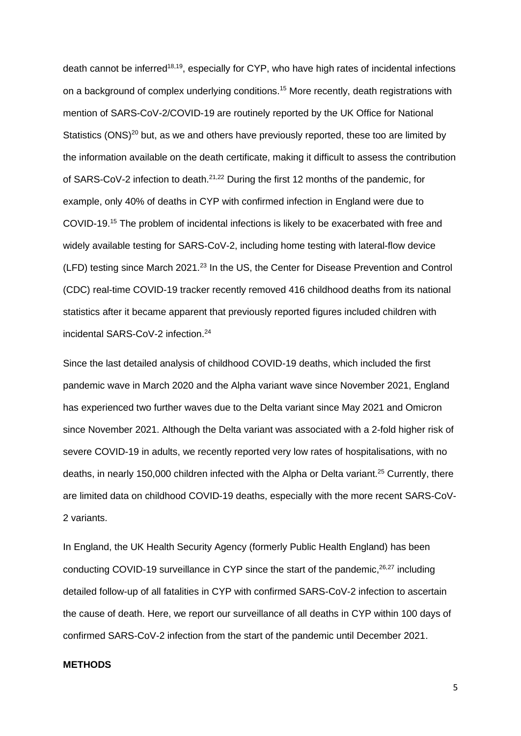death cannot be inferred[18,19], especially for CYP, who have high rates of incidental infections on a background of complex underlying conditions.[15] More recently, death registrations with mention of SARS-CoV-2/COVID-19 are routinely reported by the UK Office for National Statistics (ONS)[20] but, as we and others have previously reported, these too are limited by the information available on the death certificate, making it difficult to assess the contribution of SARS-CoV-2 infection to death.[21,22] During the first 12 months of the pandemic, for example, only 40% of deaths in CYP with confirmed infection in England were due to COVID-19.[15] The problem of incidental infections is likely to be exacerbated with free and widely available testing for SARS-CoV-2, including home testing with lateral-flow device (LFD) testing since March 2021.[23] In the US, the Center for Disease Prevention and Control (CDC) real-time COVID-19 tracker recently removed 416 childhood deaths from its national statistics after it became apparent that previously reported figures included children with incidental SARS-CoV-2 infection.[24]

Since the last detailed analysis of childhood COVID-19 deaths, which included the first pandemic wave in March 2020 and the Alpha variant wave since November 2021, England has experienced two further waves due to the Delta variant since May 2021 and Omicron since November 2021. Although the Delta variant was associated with a 2-fold higher risk of severe COVID-19 in adults, we recently reported very low rates of hospitalisations, with no deaths, in nearly 150,000 children infected with the Alpha or Delta variant.[25] Currently, there are limited data on childhood COVID-19 deaths, especially with the more recent SARS-CoV-2 variants.

In England, the UK Health Security Agency (formerly Public Health England) has been conducting COVID-19 surveillance in CYP since the start of the pandemic,[26,27] including detailed follow-up of all fatalities in CYP with confirmed SARS-CoV-2 infection to ascertain the cause of death. Here, we report our surveillance of all deaths in CYP within 100 days of confirmed SARS-CoV-2 infection from the start of the pandemic until December 2021.

## METHODS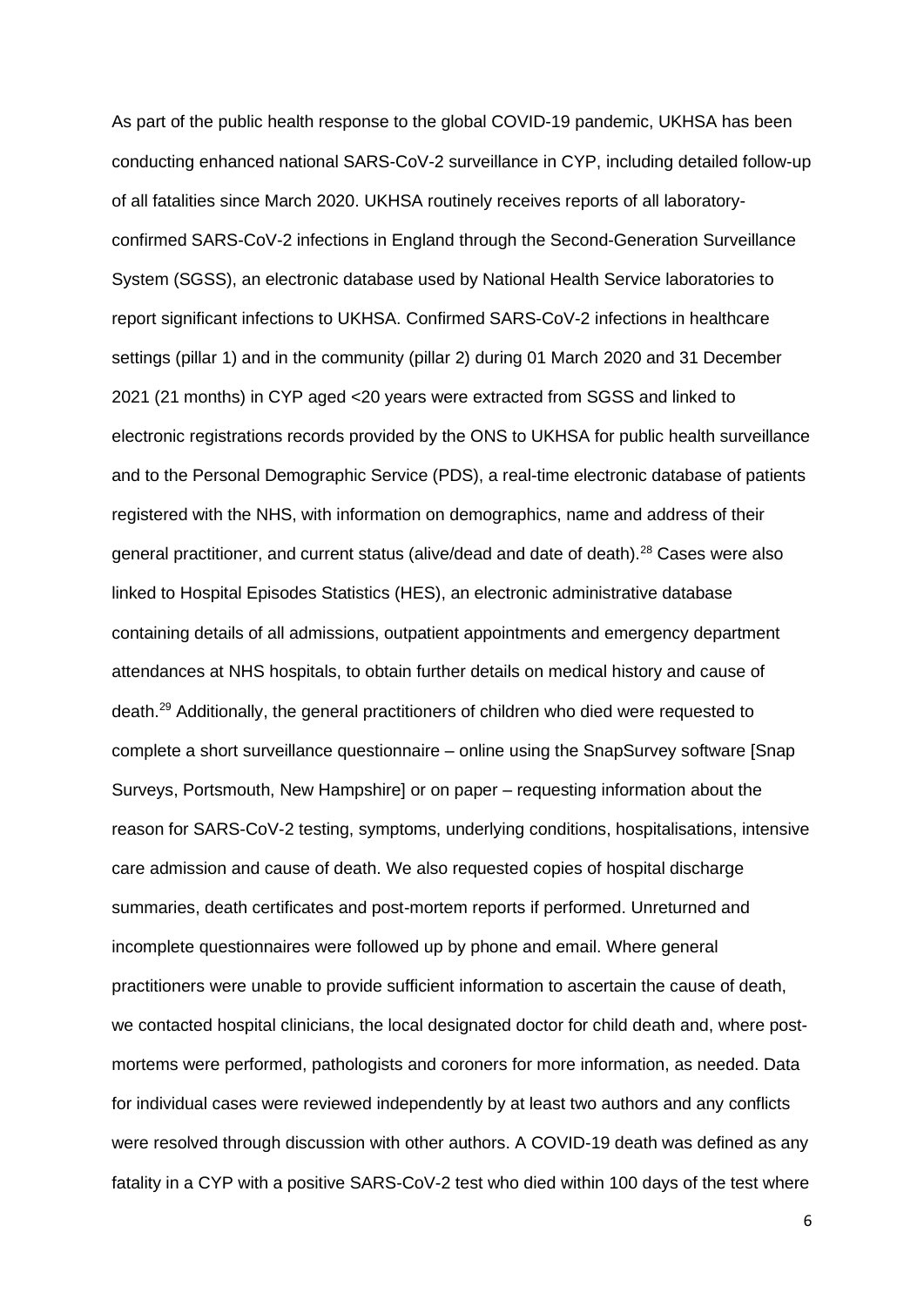As part of the public health response to the global COVID-19 pandemic, UKHSA has been conducting enhanced national SARS-CoV-2 surveillance in CYP, including detailed follow-up of all fatalities since March 2020. UKHSA routinely receives reports of all laboratory-confirmed SARS-CoV-2 infections in England through the Second-Generation Surveillance System (SGSS), an electronic database used by National Health Service laboratories to report significant infections to UKHSA. Confirmed SARS-CoV-2 infections in healthcare settings (pillar 1) and in the community (pillar 2) during 01 March 2020 and 31 December 2021 (21 months) in CYP aged <20 years were extracted from SGSS and linked to electronic registrations records provided by the ONS to UKHSA for public health surveillance and to the Personal Demographic Service (PDS), a real-time electronic database of patients registered with the NHS, with information on demographics, name and address of their general practitioner, and current status (alive/dead and date of death).[28] Cases were also linked to Hospital Episodes Statistics (HES), an electronic administrative database containing details of all admissions, outpatient appointments and emergency department attendances at NHS hospitals, to obtain further details on medical history and cause of death.[29] Additionally, the general practitioners of children who died were requested to complete a short surveillance questionnaire – online using the SnapSurvey software [Snap Surveys, Portsmouth, New Hampshire] or on paper – requesting information about the reason for SARS-CoV-2 testing, symptoms, underlying conditions, hospitalisations, intensive care admission and cause of death. We also requested copies of hospital discharge summaries, death certificates and post-mortem reports if performed. Unreturned and incomplete questionnaires were followed up by phone and email. Where general practitioners were unable to provide sufficient information to ascertain the cause of death, we contacted hospital clinicians, the local designated doctor for child death and, where post-mortems were performed, pathologists and coroners for more information, as needed. Data for individual cases were reviewed independently by at least two authors and any conflicts were resolved through discussion with other authors. A COVID-19 death was defined as any fatality in a CYP with a positive SARS-CoV-2 test who died within 100 days of the test where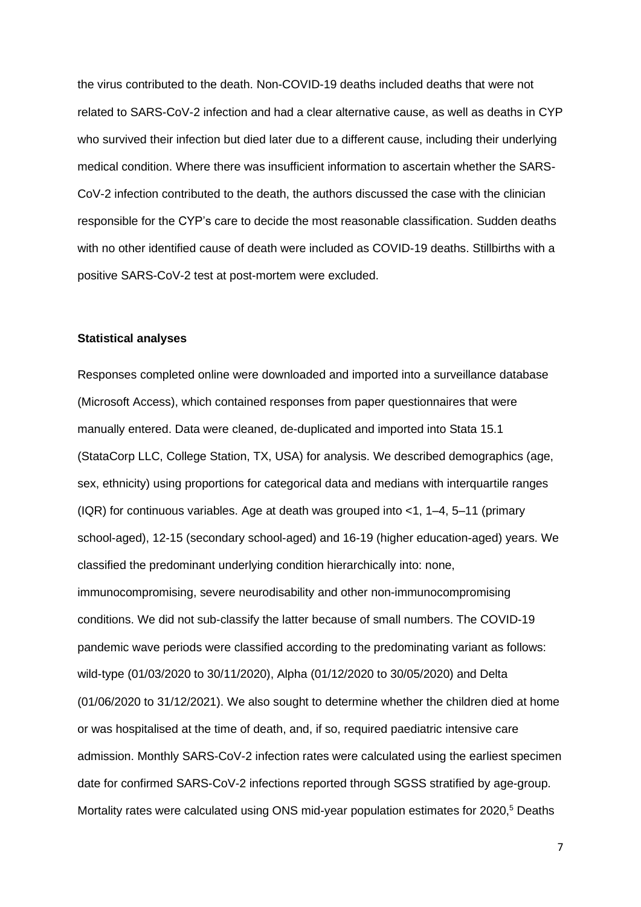the virus contributed to the death. Non-COVID-19 deaths included deaths that were not related to SARS-CoV-2 infection and had a clear alternative cause, as well as deaths in CYP who survived their infection but died later due to a different cause, including their underlying medical condition. Where there was insufficient information to ascertain whether the SARS-CoV-2 infection contributed to the death, the authors discussed the case with the clinician responsible for the CYP's care to decide the most reasonable classification. Sudden deaths with no other identified cause of death were included as COVID-19 deaths. Stillbirths with a positive SARS-CoV-2 test at post-mortem were excluded.

**Statistical analyses**

Responses completed online were downloaded and imported into a surveillance database (Microsoft Access), which contained responses from paper questionnaires that were manually entered. Data were cleaned, de-duplicated and imported into Stata 15.1 (StataCorp LLC, College Station, TX, USA) for analysis. We described demographics (age, sex, ethnicity) using proportions for categorical data and medians with interquartile ranges (IQR) for continuous variables. Age at death was grouped into <1, 1–4, 5–11 (primary school-aged), 12-15 (secondary school-aged) and 16-19 (higher education-aged) years. We classified the predominant underlying condition hierarchically into: none, immunocompromising, severe neurodisability and other non-immunocompromising conditions. We did not sub-classify the latter because of small numbers. The COVID-19 pandemic wave periods were classified according to the predominating variant as follows: wild-type (01/03/2020 to 30/11/2020), Alpha (01/12/2020 to 30/05/2020) and Delta (01/06/2020 to 31/12/2021). We also sought to determine whether the children died at home or was hospitalised at the time of death, and, if so, required paediatric intensive care admission. Monthly SARS-CoV-2 infection rates were calculated using the earliest specimen date for confirmed SARS-CoV-2 infections reported through SGSS stratified by age-group. Mortality rates were calculated using ONS mid-year population estimates for 2020,[5] Deaths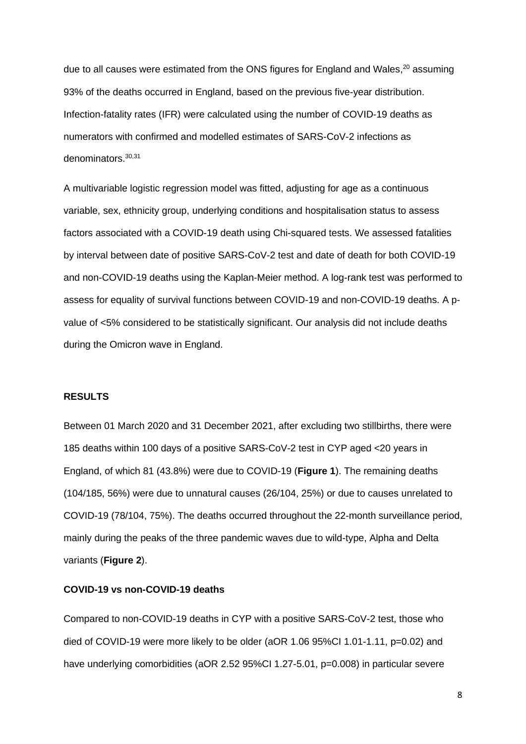due to all causes were estimated from the ONS figures for England and Wales,[20] assuming 93% of the deaths occurred in England, based on the previous five-year distribution. Infection-fatality rates (IFR) were calculated using the number of COVID-19 deaths as numerators with confirmed and modelled estimates of SARS-CoV-2 infections as denominators.[30,31]

A multivariable logistic regression model was fitted, adjusting for age as a continuous variable, sex, ethnicity group, underlying conditions and hospitalisation status to assess factors associated with a COVID-19 death using Chi-squared tests. We assessed fatalities by interval between date of positive SARS-CoV-2 test and date of death for both COVID-19 and non-COVID-19 deaths using the Kaplan-Meier method. A log-rank test was performed to assess for equality of survival functions between COVID-19 and non-COVID-19 deaths. A p-value of <5% considered to be statistically significant. Our analysis did not include deaths during the Omicron wave in England.

## RESULTS

Between 01 March 2020 and 31 December 2021, after excluding two stillbirths, there were 185 deaths within 100 days of a positive SARS-CoV-2 test in CYP aged <20 years in England, of which 81 (43.8%) were due to COVID-19 (**Figure 1**). The remaining deaths (104/185, 56%) were due to unnatural causes (26/104, 25%) or due to causes unrelated to COVID-19 (78/104, 75%). The deaths occurred throughout the 22-month surveillance period, mainly during the peaks of the three pandemic waves due to wild-type, Alpha and Delta variants (**Figure 2**).

### COVID-19 vs non-COVID-19 deaths

Compared to non-COVID-19 deaths in CYP with a positive SARS-CoV-2 test, those who died of COVID-19 were more likely to be older (aOR 1.06 95%CI 1.01-1.11, p=0.02) and have underlying comorbidities (aOR 2.52 95%CI 1.27-5.01, p=0.008) in particular severe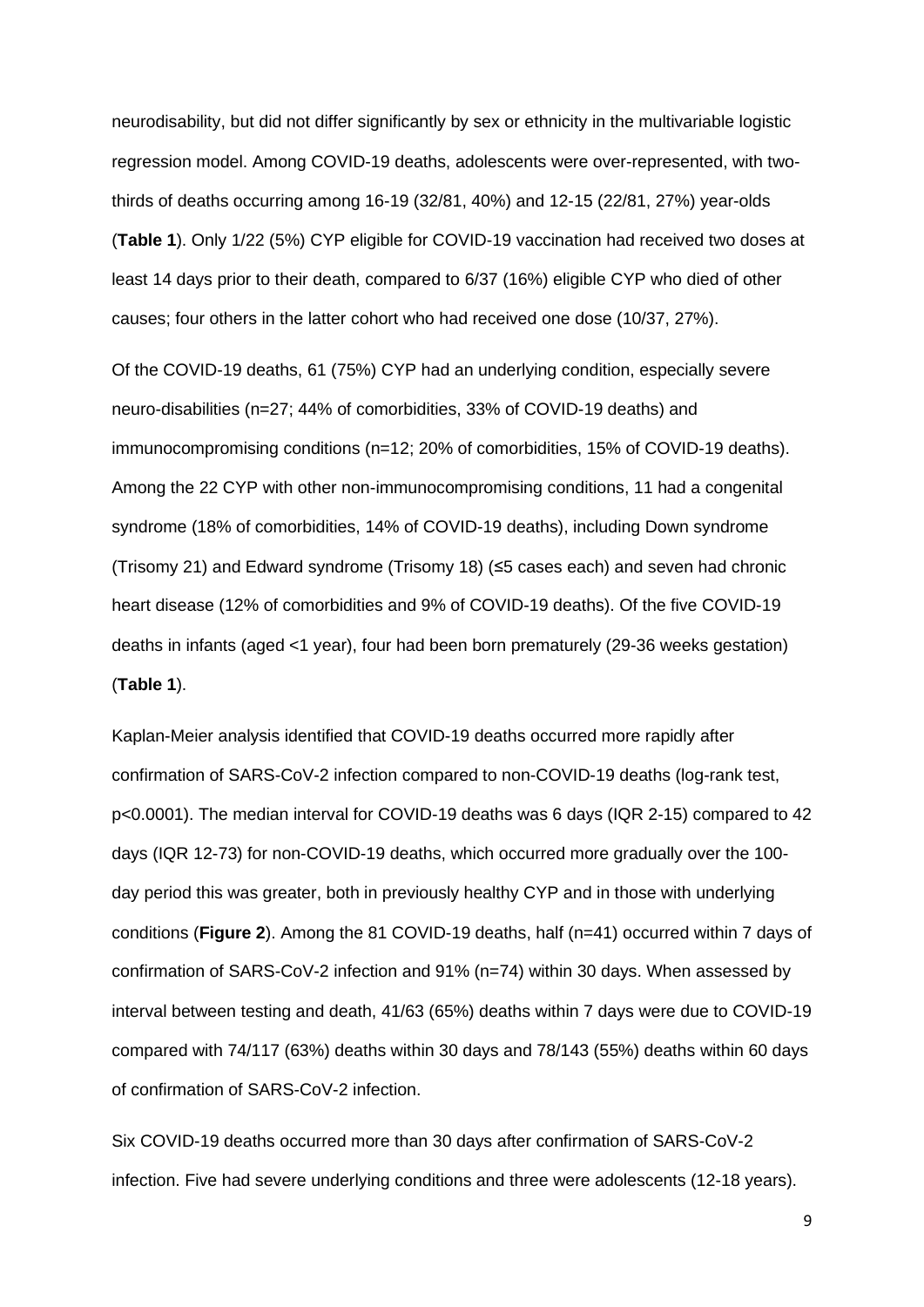neurodisability, but did not differ significantly by sex or ethnicity in the multivariable logistic regression model. Among COVID-19 deaths, adolescents were over-represented, with two-thirds of deaths occurring among 16-19 (32/81, 40%) and 12-15 (22/81, 27%) year-olds (**Table 1**). Only 1/22 (5%) CYP eligible for COVID-19 vaccination had received two doses at least 14 days prior to their death, compared to 6/37 (16%) eligible CYP who died of other causes; four others in the latter cohort who had received one dose (10/37, 27%).

Of the COVID-19 deaths, 61 (75%) CYP had an underlying condition, especially severe neuro-disabilities (n=27; 44% of comorbidities, 33% of COVID-19 deaths) and immunocompromising conditions (n=12; 20% of comorbidities, 15% of COVID-19 deaths). Among the 22 CYP with other non-immunocompromising conditions, 11 had a congenital syndrome (18% of comorbidities, 14% of COVID-19 deaths), including Down syndrome (Trisomy 21) and Edward syndrome (Trisomy 18) (≤5 cases each) and seven had chronic heart disease (12% of comorbidities and 9% of COVID-19 deaths). Of the five COVID-19 deaths in infants (aged <1 year), four had been born prematurely (29-36 weeks gestation) (**Table 1**).

Kaplan-Meier analysis identified that COVID-19 deaths occurred more rapidly after confirmation of SARS-CoV-2 infection compared to non-COVID-19 deaths (log-rank test, $p<0.0001$). The median interval for COVID-19 deaths was 6 days (IQR 2-15) compared to 42 days (IQR 12-73) for non-COVID-19 deaths, which occurred more gradually over the 100-day period this was greater, both in previously healthy CYP and in those with underlying conditions (**Figure 2**). Among the 81 COVID-19 deaths, half (n=41) occurred within 7 days of confirmation of SARS-CoV-2 infection and 91% (n=74) within 30 days. When assessed by interval between testing and death, 41/63 (65%) deaths within 7 days were due to COVID-19 compared with 74/117 (63%) deaths within 30 days and 78/143 (55%) deaths within 60 days of confirmation of SARS-CoV-2 infection.

Six COVID-19 deaths occurred more than 30 days after confirmation of SARS-CoV-2 infection. Five had severe underlying conditions and three were adolescents (12-18 years).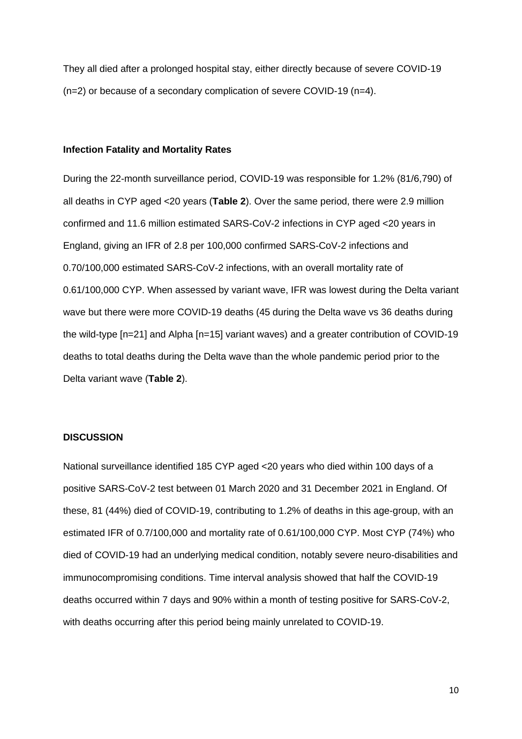They all died after a prolonged hospital stay, either directly because of severe COVID-19 (n=2) or because of a secondary complication of severe COVID-19 (n=4).

**Infection Fatality and Mortality Rates**

During the 22-month surveillance period, COVID-19 was responsible for 1.2% (81/6,790) of all deaths in CYP aged <20 years (**Table 2**). Over the same period, there were 2.9 million confirmed and 11.6 million estimated SARS-CoV-2 infections in CYP aged <20 years in England, giving an IFR of 2.8 per 100,000 confirmed SARS-CoV-2 infections and 0.70/100,000 estimated SARS-CoV-2 infections, with an overall mortality rate of 0.61/100,000 CYP. When assessed by variant wave, IFR was lowest during the Delta variant wave but there were more COVID-19 deaths (45 during the Delta wave vs 36 deaths during the wild-type [n=21] and Alpha [n=15] variant waves) and a greater contribution of COVID-19 deaths to total deaths during the Delta wave than the whole pandemic period prior to the Delta variant wave (**Table 2**).

## DISCUSSION

National surveillance identified 185 CYP aged <20 years who died within 100 days of a positive SARS-CoV-2 test between 01 March 2020 and 31 December 2021 in England. Of these, 81 (44%) died of COVID-19, contributing to 1.2% of deaths in this age-group, with an estimated IFR of 0.7/100,000 and mortality rate of 0.61/100,000 CYP. Most CYP (74%) who died of COVID-19 had an underlying medical condition, notably severe neuro-disabilities and immunocompromising conditions. Time interval analysis showed that half the COVID-19 deaths occurred within 7 days and 90% within a month of testing positive for SARS-CoV-2, with deaths occurring after this period being mainly unrelated to COVID-19.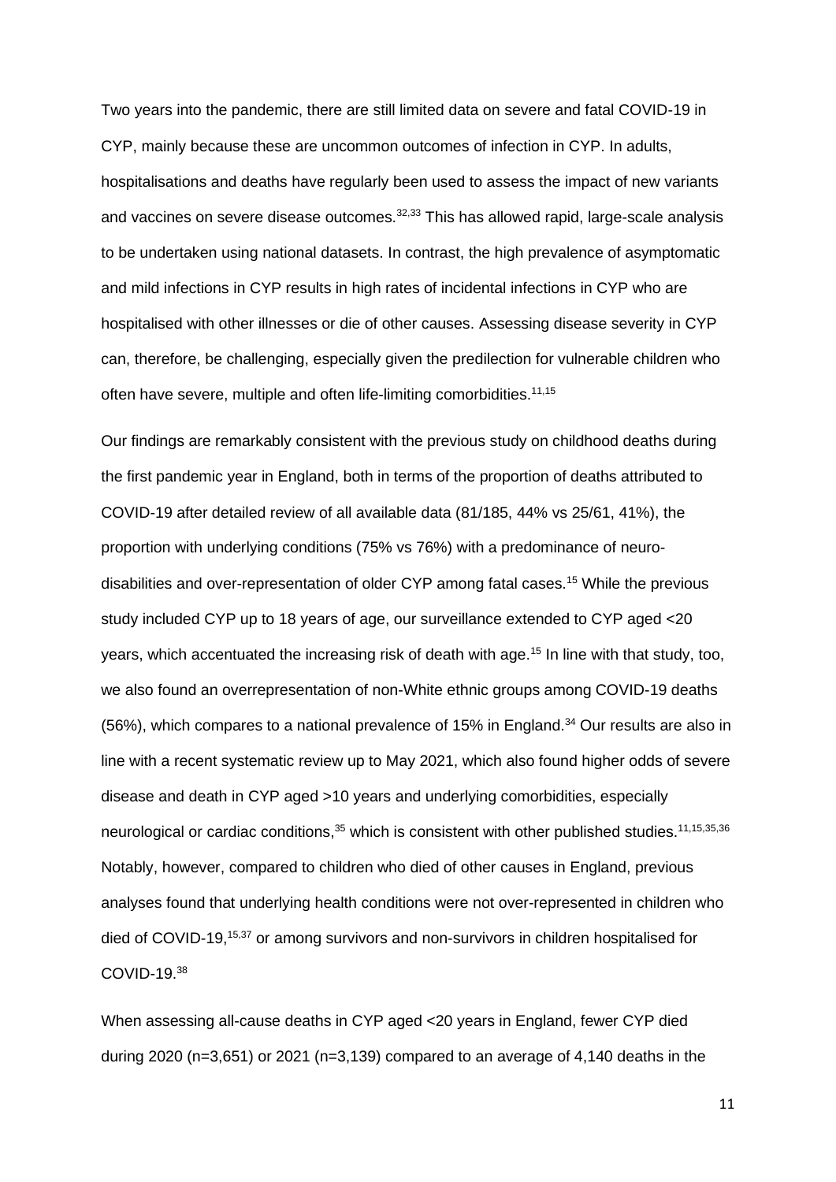Two years into the pandemic, there are still limited data on severe and fatal COVID-19 in CYP, mainly because these are uncommon outcomes of infection in CYP. In adults, hospitalisations and deaths have regularly been used to assess the impact of new variants and vaccines on severe disease outcomes.[32,33] This has allowed rapid, large-scale analysis to be undertaken using national datasets. In contrast, the high prevalence of asymptomatic and mild infections in CYP results in high rates of incidental infections in CYP who are hospitalised with other illnesses or die of other causes. Assessing disease severity in CYP can, therefore, be challenging, especially given the predilection for vulnerable children who often have severe, multiple and often life-limiting comorbidities.[11,15]

Our findings are remarkably consistent with the previous study on childhood deaths during the first pandemic year in England, both in terms of the proportion of deaths attributed to COVID-19 after detailed review of all available data (81/185, 44% vs 25/61, 41%), the proportion with underlying conditions (75% vs 76%) with a predominance of neuro-disabilities and over-representation of older CYP among fatal cases.[15] While the previous study included CYP up to 18 years of age, our surveillance extended to CYP aged <20 years, which accentuated the increasing risk of death with age.[15] In line with that study, too, we also found an overrepresentation of non-White ethnic groups among COVID-19 deaths (56%), which compares to a national prevalence of 15% in England.[34] Our results are also in line with a recent systematic review up to May 2021, which also found higher odds of severe disease and death in CYP aged >10 years and underlying comorbidities, especially neurological or cardiac conditions,[35] which is consistent with other published studies.[11,15,35,36] Notably, however, compared to children who died of other causes in England, previous analyses found that underlying health conditions were not over-represented in children who died of COVID-19,[15,37] or among survivors and non-survivors in children hospitalised for COVID-19.[38]

When assessing all-cause deaths in CYP aged <20 years in England, fewer CYP died during 2020 (n=3,651) or 2021 (n=3,139) compared to an average of 4,140 deaths in the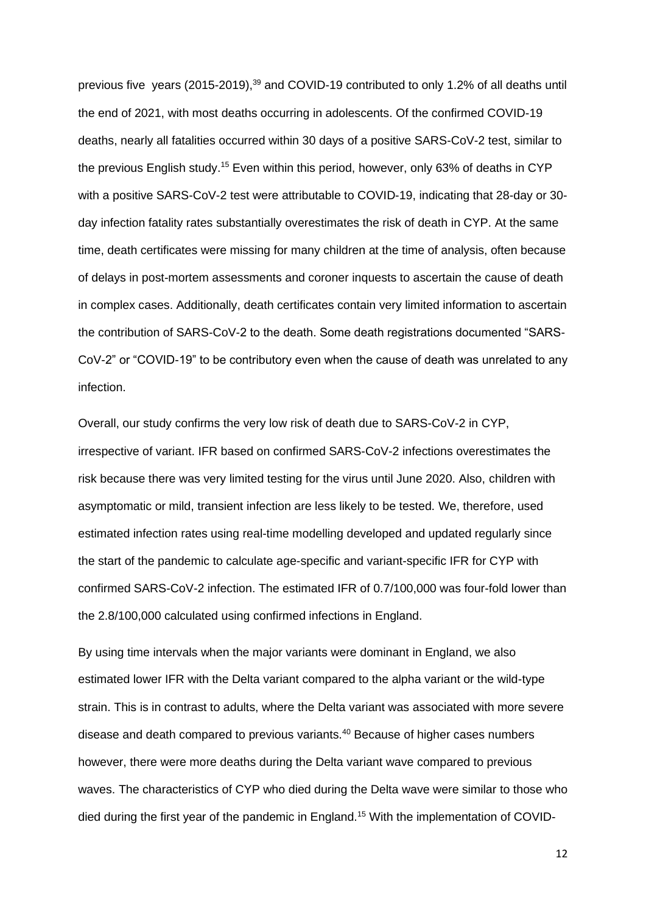previous five years (2015-2019),[39] and COVID-19 contributed to only 1.2% of all deaths until the end of 2021, with most deaths occurring in adolescents. Of the confirmed COVID-19 deaths, nearly all fatalities occurred within 30 days of a positive SARS-CoV-2 test, similar to the previous English study.[15] Even within this period, however, only 63% of deaths in CYP with a positive SARS-CoV-2 test were attributable to COVID-19, indicating that 28-day or 30-day infection fatality rates substantially overestimates the risk of death in CYP. At the same time, death certificates were missing for many children at the time of analysis, often because of delays in post-mortem assessments and coroner inquests to ascertain the cause of death in complex cases. Additionally, death certificates contain very limited information to ascertain the contribution of SARS-CoV-2 to the death. Some death registrations documented "SARS-CoV-2" or "COVID-19" to be contributory even when the cause of death was unrelated to any infection.

Overall, our study confirms the very low risk of death due to SARS-CoV-2 in CYP, irrespective of variant. IFR based on confirmed SARS-CoV-2 infections overestimates the risk because there was very limited testing for the virus until June 2020. Also, children with asymptomatic or mild, transient infection are less likely to be tested. We, therefore, used estimated infection rates using real-time modelling developed and updated regularly since the start of the pandemic to calculate age-specific and variant-specific IFR for CYP with confirmed SARS-CoV-2 infection. The estimated IFR of 0.7/100,000 was four-fold lower than the 2.8/100,000 calculated using confirmed infections in England.

By using time intervals when the major variants were dominant in England, we also estimated lower IFR with the Delta variant compared to the alpha variant or the wild-type strain. This is in contrast to adults, where the Delta variant was associated with more severe disease and death compared to previous variants.[40] Because of higher cases numbers however, there were more deaths during the Delta variant wave compared to previous waves. The characteristics of CYP who died during the Delta wave were similar to those who died during the first year of the pandemic in England.[15] With the implementation of COVID-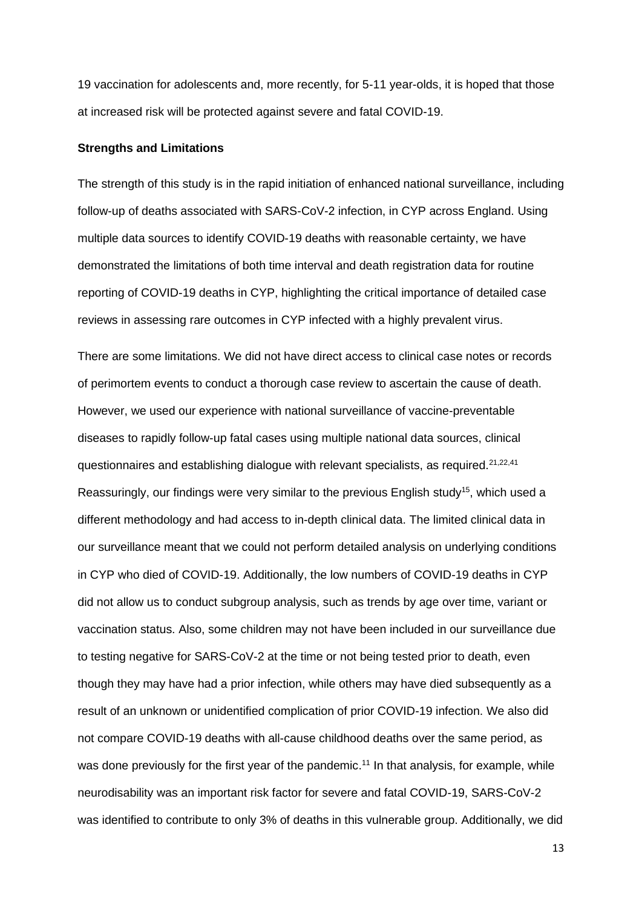19 vaccination for adolescents and, more recently, for 5-11 year-olds, it is hoped that those at increased risk will be protected against severe and fatal COVID-19.

**Strengths and Limitations**

The strength of this study is in the rapid initiation of enhanced national surveillance, including follow-up of deaths associated with SARS-CoV-2 infection, in CYP across England. Using multiple data sources to identify COVID-19 deaths with reasonable certainty, we have demonstrated the limitations of both time interval and death registration data for routine reporting of COVID-19 deaths in CYP, highlighting the critical importance of detailed case reviews in assessing rare outcomes in CYP infected with a highly prevalent virus.

There are some limitations. We did not have direct access to clinical case notes or records of perimortem events to conduct a thorough case review to ascertain the cause of death. However, we used our experience with national surveillance of vaccine-preventable diseases to rapidly follow-up fatal cases using multiple national data sources, clinical questionnaires and establishing dialogue with relevant specialists, as required.[21,22,41] Reassuringly, our findings were very similar to the previous English study[15], which used a different methodology and had access to in-depth clinical data. The limited clinical data in our surveillance meant that we could not perform detailed analysis on underlying conditions in CYP who died of COVID-19. Additionally, the low numbers of COVID-19 deaths in CYP did not allow us to conduct subgroup analysis, such as trends by age over time, variant or vaccination status. Also, some children may not have been included in our surveillance due to testing negative for SARS-CoV-2 at the time or not being tested prior to death, even though they may have had a prior infection, while others may have died subsequently as a result of an unknown or unidentified complication of prior COVID-19 infection. We also did not compare COVID-19 deaths with all-cause childhood deaths over the same period, as was done previously for the first year of the pandemic.[11] In that analysis, for example, while neurodisability was an important risk factor for severe and fatal COVID-19, SARS-CoV-2 was identified to contribute to only 3% of deaths in this vulnerable group. Additionally, we did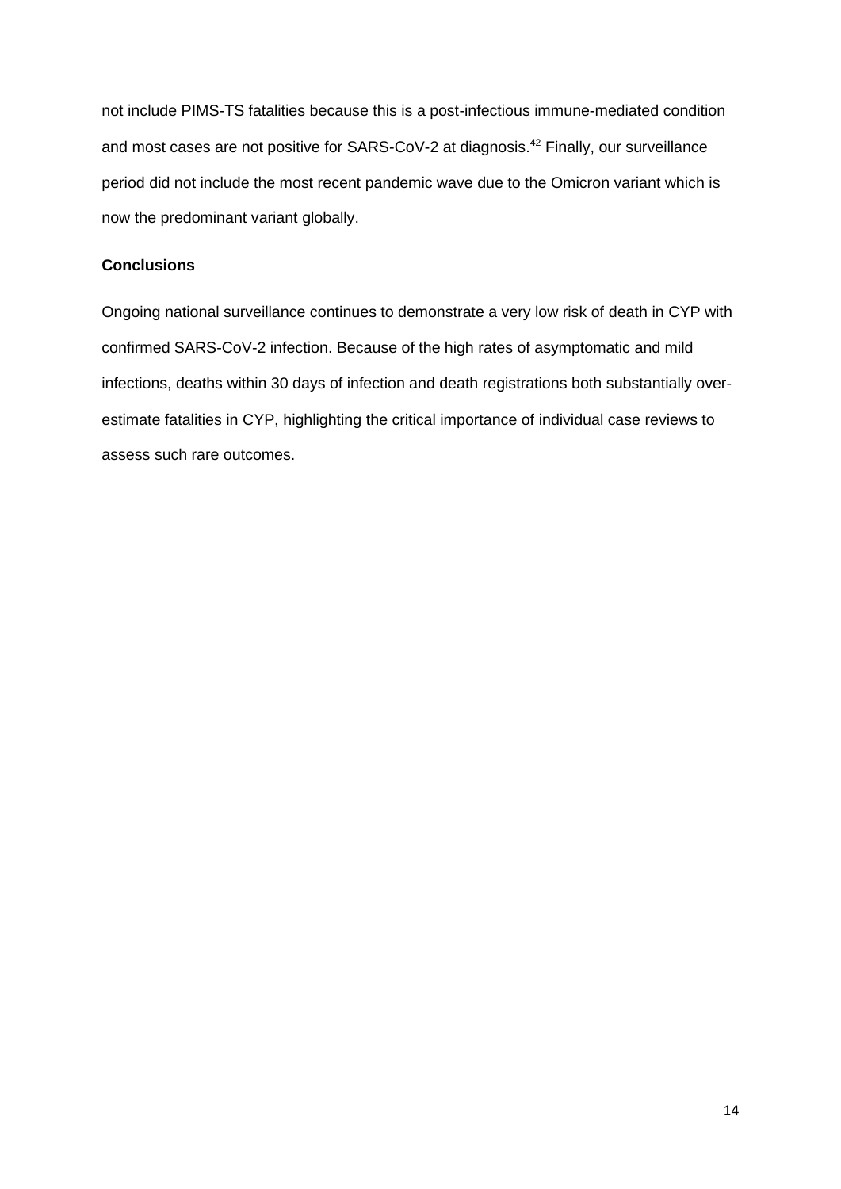not include PIMS-TS fatalities because this is a post-infectious immune-mediated condition and most cases are not positive for SARS-CoV-2 at diagnosis.[42] Finally, our surveillance period did not include the most recent pandemic wave due to the Omicron variant which is now the predominant variant globally.

**Conclusions**

Ongoing national surveillance continues to demonstrate a very low risk of death in CYP with confirmed SARS-CoV-2 infection. Because of the high rates of asymptomatic and mild infections, deaths within 30 days of infection and death registrations both substantially over-estimate fatalities in CYP, highlighting the critical importance of individual case reviews to assess such rare outcomes.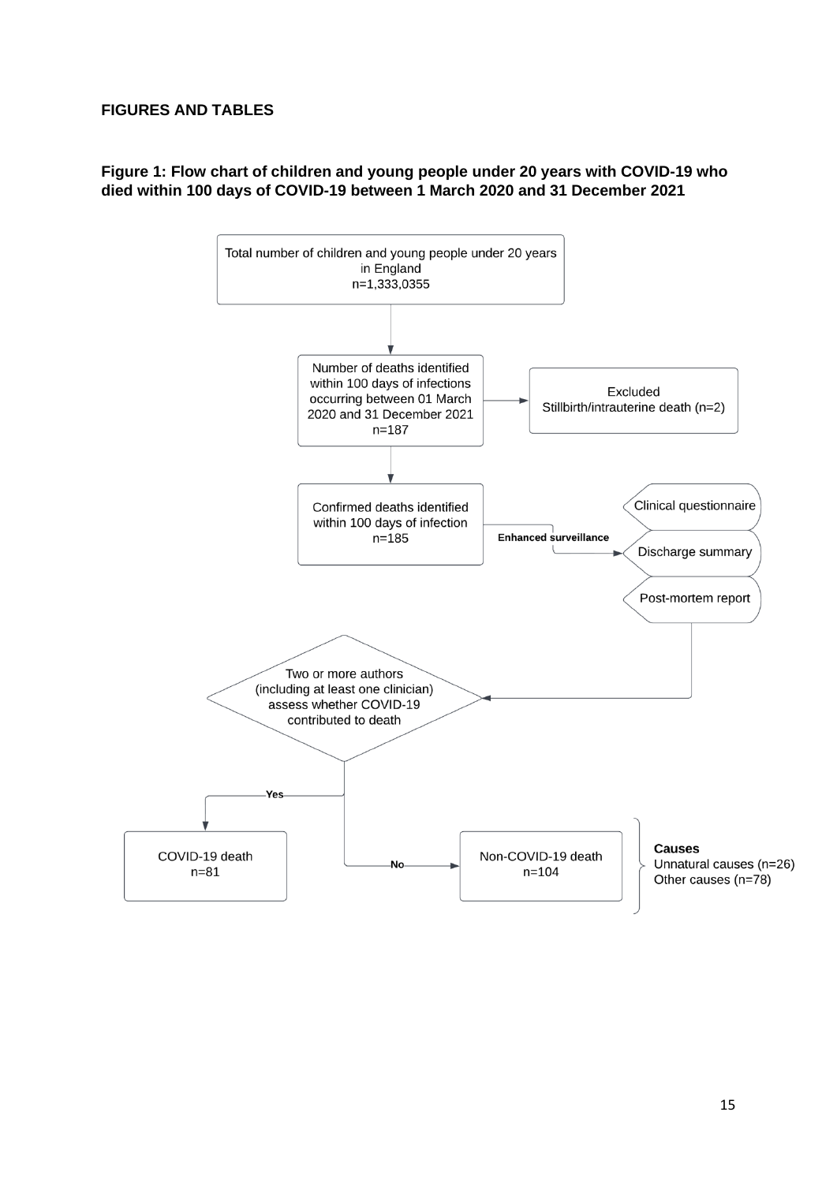## FIGURES AND TABLES

**Figure 1: Flow chart of children and young people under 20 years with COVID-19 who died within 100 days of COVID-19 between 1 March 2020 and 31 December 2021**

Total number of children and young people under 20 years in England
n=1,333,0355

Number of deaths identified within 100 days of infections occurring between 01 March 2020 and 31 December 2021
n=187

Excluded
Stillbirth/intrauterine death (n=2)

Confirmed deaths identified within 100 days of infection
n=185

**Enhanced surveillance**

Clinical questionnaire

Discharge summary

Post-mortem report

Two or more authors (including at least one clinician) assess whether COVID-19 contributed to death

**Yes**

COVID-19 death
n=81

**No**

Non-COVID-19 death
n=104

**Causes**
Unnatural causes (n=26)
Other causes (n=78)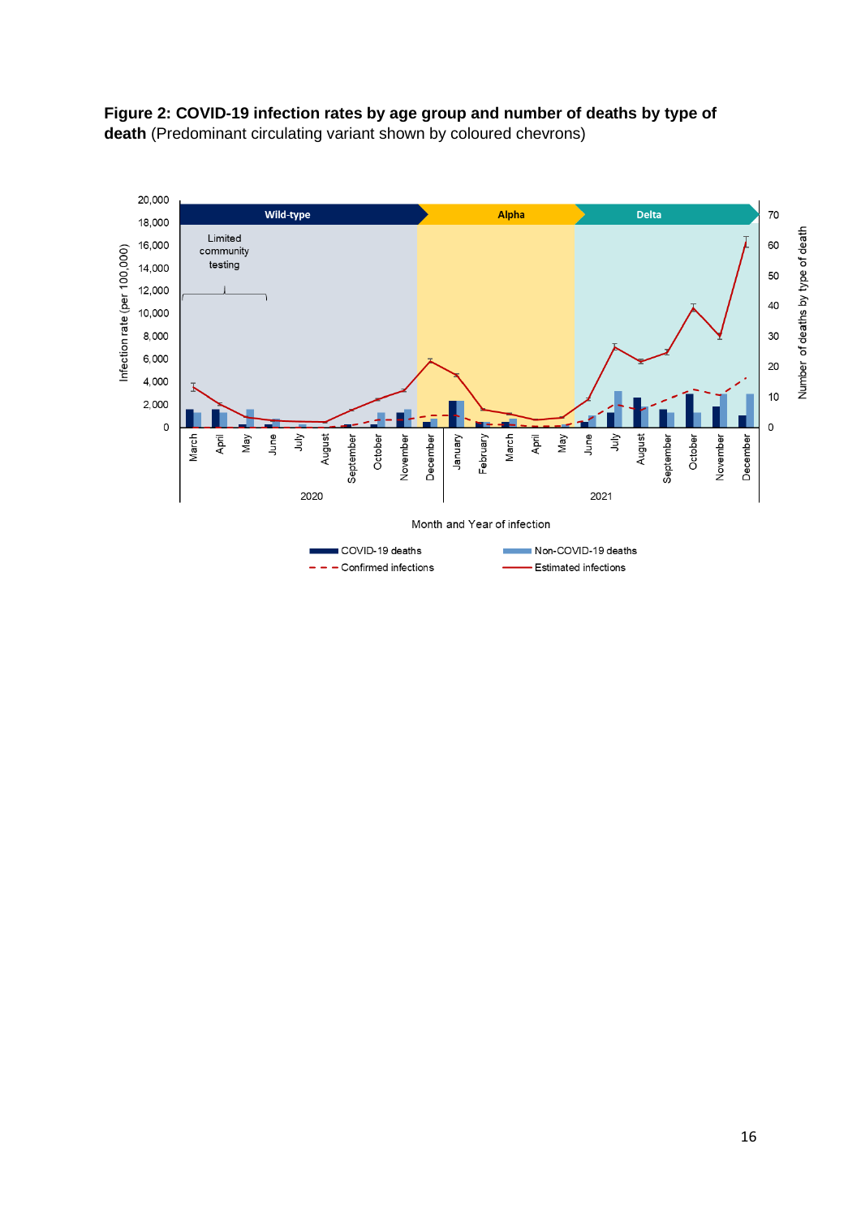**Figure 2: COVID-19 infection rates by age group and number of deaths by type of death** (Predominant circulating variant shown by coloured chevrons)

Wild-type | Alpha | Delta

Limited community testing

Infection rate (per 100,000)

Number of deaths by type of death

March April May June July August September October November December January February March April May June July August September October November December

2020 2021

Month and Year of infection

COVID-19 deaths | Non-COVID-19 deaths | Confirmed infections | Estimated infections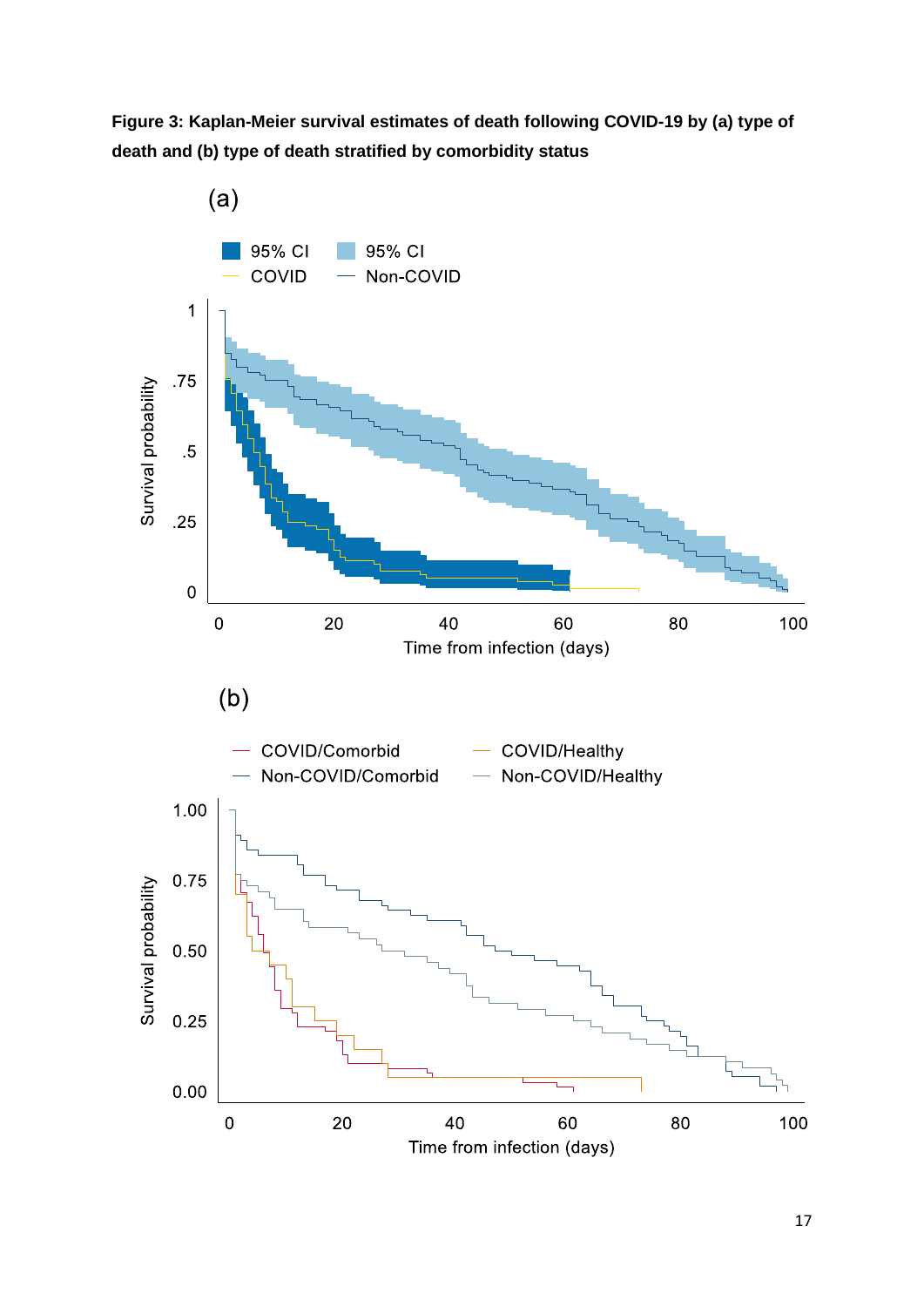**Figure 3: Kaplan-Meier survival estimates of death following COVID-19 by (a) type of death and (b) type of death stratified by comorbidity status**

(a)

(b)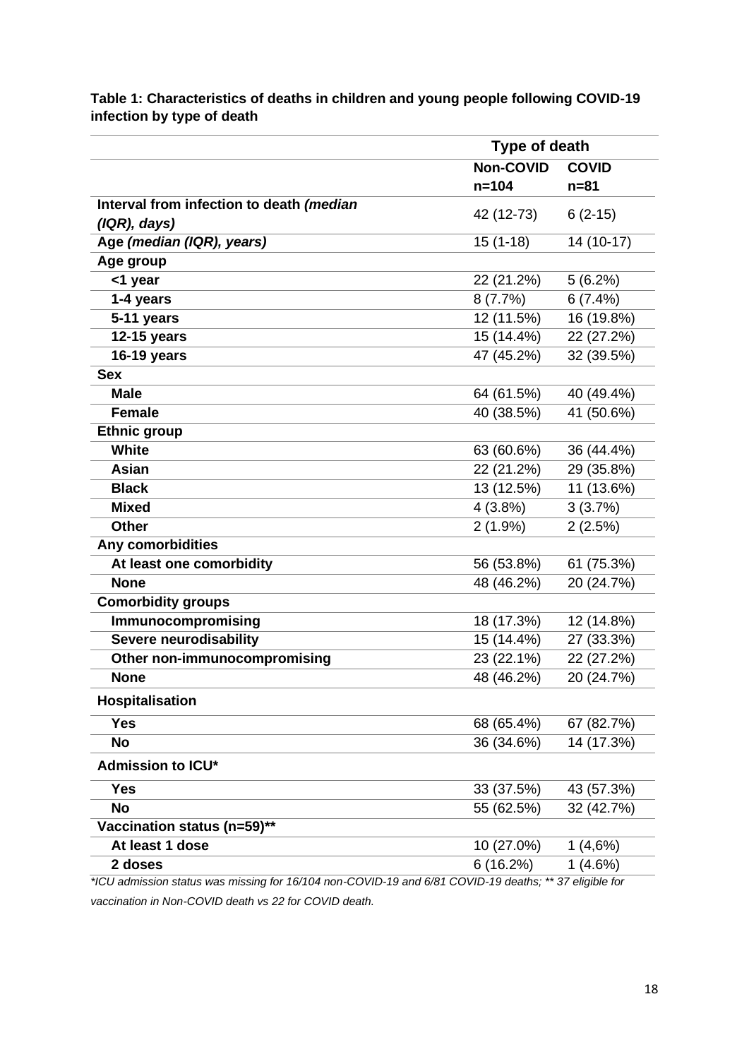**Table 1: Characteristics of deaths in children and young people following COVID-19 infection by type of death**

| | Type of death | |
|---|---|---|
| | **Non-COVID n=104** | **COVID n=81** |
| **Interval from infection to death *(median (IQR), days)*** | 42 (12-73) | 6 (2-15) |
| **Age *(median (IQR), years)*** | 15 (1-18) | 14 (10-17) |
| **Age group** | | |
| **<1 year** | 22 (21.2%) | 5 (6.2%) |
| **1-4 years** | 8 (7.7%) | 6 (7.4%) |
| **5-11 years** | 12 (11.5%) | 16 (19.8%) |
| **12-15 years** | 15 (14.4%) | 22 (27.2%) |
| **16-19 years** | 47 (45.2%) | 32 (39.5%) |
| **Sex** | | |
| **Male** | 64 (61.5%) | 40 (49.4%) |
| **Female** | 40 (38.5%) | 41 (50.6%) |
| **Ethnic group** | | |
| **White** | 63 (60.6%) | 36 (44.4%) |
| **Asian** | 22 (21.2%) | 29 (35.8%) |
| **Black** | 13 (12.5%) | 11 (13.6%) |
| **Mixed** | 4 (3.8%) | 3 (3.7%) |
| **Other** | 2 (1.9%) | 2 (2.5%) |
| **Any comorbidities** | | |
| **At least one comorbidity** | 56 (53.8%) | 61 (75.3%) |
| **None** | 48 (46.2%) | 20 (24.7%) |
| **Comorbidity groups** | | |
| **Immunocompromising** | 18 (17.3%) | 12 (14.8%) |
| **Severe neurodisability** | 15 (14.4%) | 27 (33.3%) |
| **Other non-immunocompromising** | 23 (22.1%) | 22 (27.2%) |
| **None** | 48 (46.2%) | 20 (24.7%) |
| **Hospitalisation** | | |
| **Yes** | 68 (65.4%) | 67 (82.7%) |
| **No** | 36 (34.6%) | 14 (17.3%) |
| **Admission to ICU*** | | |
| **Yes** | 33 (37.5%) | 43 (57.3%) |
| **No** | 55 (62.5%) | 32 (42.7%) |
| **Vaccination status (n=59)**** | | |
| **At least 1 dose** | 10 (27.0%) | 1 (4,6%) |
| **2 doses** | 6 (16.2%) | 1 (4.6%) |

*\*ICU admission status was missing for 16/104 non-COVID-19 and 6/81 COVID-19 deaths; \*\* 37 eligible for vaccination in Non-COVID death vs 22 for COVID death.*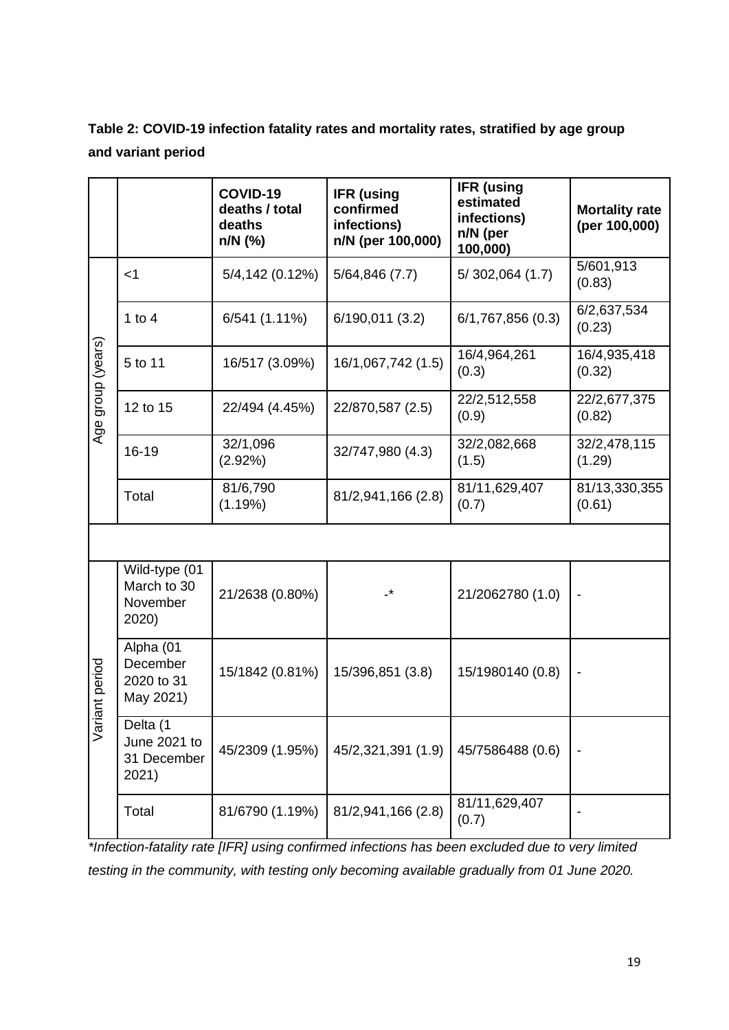**Table 2: COVID-19 infection fatality rates and mortality rates, stratified by age group and variant period**

| | | COVID-19 deaths / total deaths n/N (%) | IFR (using confirmed infections) n/N (per 100,000) | IFR (using estimated infections) n/N (per 100,000) | Mortality rate (per 100,000) |
|---|---|---|---|---|---|
| Age group (years) | <1 | 5/4,142 (0.12%) | 5/64,846 (7.7) | 5/ 302,064 (1.7) | 5/601,913 (0.83) |
| | 1 to 4 | 6/541 (1.11%) | 6/190,011 (3.2) | 6/1,767,856 (0.3) | 6/2,637,534 (0.23) |
| | 5 to 11 | 16/517 (3.09%) | 16/1,067,742 (1.5) | 16/4,964,261 (0.3) | 16/4,935,418 (0.32) |
| | 12 to 15 | 22/494 (4.45%) | 22/870,587 (2.5) | 22/2,512,558 (0.9) | 22/2,677,375 (0.82) |
| | 16-19 | 32/1,096 (2.92%) | 32/747,980 (4.3) | 32/2,082,668 (1.5) | 32/2,478,115 (1.29) |
| | Total | 81/6,790 (1.19%) | 81/2,941,166 (2.8) | 81/11,629,407 (0.7) | 81/13,330,355 (0.61) |
| | | | | | |
| Variant period | Wild-type (01 March to 30 November 2020) | 21/2638 (0.80%) | -* | 21/2062780 (1.0) | - |
| | Alpha (01 December 2020 to 31 May 2021) | 15/1842 (0.81%) | 15/396,851 (3.8) | 15/1980140 (0.8) | - |
| | Delta (1 June 2021 to 31 December 2021) | 45/2309 (1.95%) | 45/2,321,391 (1.9) | 45/7586488 (0.6) | - |
| | Total | 81/6790 (1.19%) | 81/2,941,166 (2.8) | 81/11,629,407 (0.7) | - |

*\*Infection-fatality rate [IFR] using confirmed infections has been excluded due to very limited testing in the community, with testing only becoming available gradually from 01 June 2020.*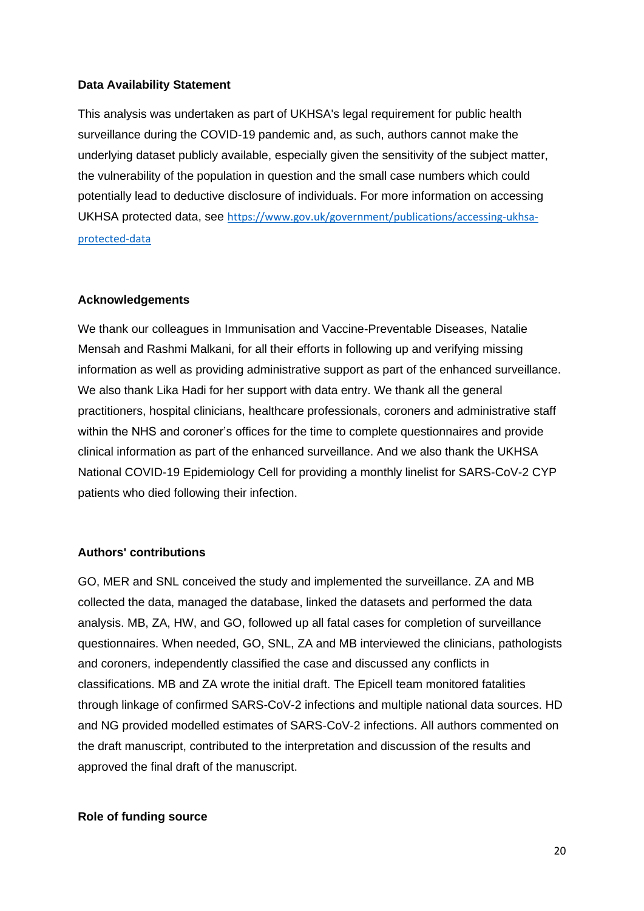**Data Availability Statement**

This analysis was undertaken as part of UKHSA's legal requirement for public health surveillance during the COVID-19 pandemic and, as such, authors cannot make the underlying dataset publicly available, especially given the sensitivity of the subject matter, the vulnerability of the population in question and the small case numbers which could potentially lead to deductive disclosure of individuals. For more information on accessing UKHSA protected data, see https://www.gov.uk/government/publications/accessing-ukhsa-protected-data

**Acknowledgements**

We thank our colleagues in Immunisation and Vaccine-Preventable Diseases, Natalie Mensah and Rashmi Malkani, for all their efforts in following up and verifying missing information as well as providing administrative support as part of the enhanced surveillance. We also thank Lika Hadi for her support with data entry. We thank all the general practitioners, hospital clinicians, healthcare professionals, coroners and administrative staff within the NHS and coroner's offices for the time to complete questionnaires and provide clinical information as part of the enhanced surveillance. And we also thank the UKHSA National COVID-19 Epidemiology Cell for providing a monthly linelist for SARS-CoV-2 CYP patients who died following their infection.

**Authors' contributions**

GO, MER and SNL conceived the study and implemented the surveillance. ZA and MB collected the data, managed the database, linked the datasets and performed the data analysis. MB, ZA, HW, and GO, followed up all fatal cases for completion of surveillance questionnaires. When needed, GO, SNL, ZA and MB interviewed the clinicians, pathologists and coroners, independently classified the case and discussed any conflicts in classifications. MB and ZA wrote the initial draft. The Epicell team monitored fatalities through linkage of confirmed SARS-CoV-2 infections and multiple national data sources. HD and NG provided modelled estimates of SARS-CoV-2 infections. All authors commented on the draft manuscript, contributed to the interpretation and discussion of the results and approved the final draft of the manuscript.

**Role of funding source**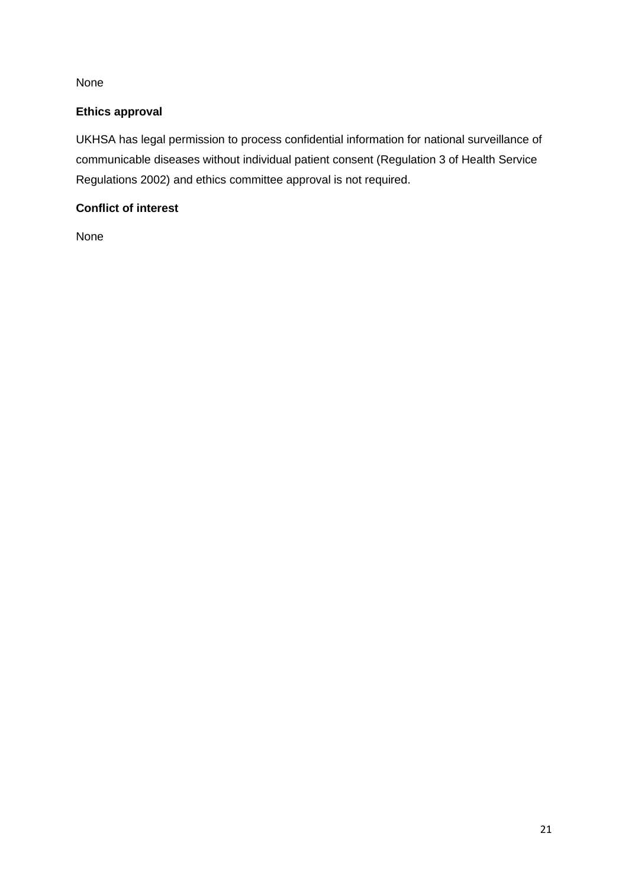None

**Ethics approval**

UKHSA has legal permission to process confidential information for national surveillance of communicable diseases without individual patient consent (Regulation 3 of Health Service Regulations 2002) and ethics committee approval is not required.

**Conflict of interest**

None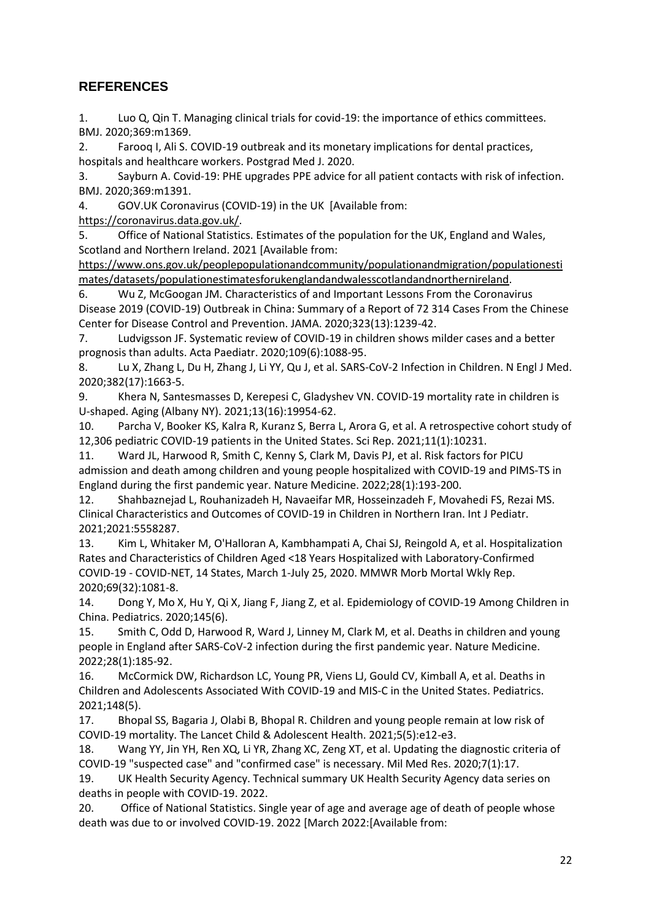## REFERENCES

1. Luo Q, Qin T. Managing clinical trials for covid-19: the importance of ethics committees. BMJ. 2020;369:m1369.
2. Farooq I, Ali S. COVID-19 outbreak and its monetary implications for dental practices, hospitals and healthcare workers. Postgrad Med J. 2020.
3. Sayburn A. Covid-19: PHE upgrades PPE advice for all patient contacts with risk of infection. BMJ. 2020;369:m1391.
4. GOV.UK Coronavirus (COVID-19) in the UK [Available from: https://coronavirus.data.gov.uk/.
5. Office of National Statistics. Estimates of the population for the UK, England and Wales, Scotland and Northern Ireland. 2021 [Available from: https://www.ons.gov.uk/peoplepopulationandcommunity/populationandmigration/populationestimates/datasets/populationestimatesforukenglandandwalesscotlandandnorthernireland.
6. Wu Z, McGoogan JM. Characteristics of and Important Lessons From the Coronavirus Disease 2019 (COVID-19) Outbreak in China: Summary of a Report of 72 314 Cases From the Chinese Center for Disease Control and Prevention. JAMA. 2020;323(13):1239-42.
7. Ludvigsson JF. Systematic review of COVID-19 in children shows milder cases and a better prognosis than adults. Acta Paediatr. 2020;109(6):1088-95.
8. Lu X, Zhang L, Du H, Zhang J, Li YY, Qu J, et al. SARS-CoV-2 Infection in Children. N Engl J Med. 2020;382(17):1663-5.
9. Khera N, Santesmasses D, Kerepesi C, Gladyshev VN. COVID-19 mortality rate in children is U-shaped. Aging (Albany NY). 2021;13(16):19954-62.
10. Parcha V, Booker KS, Kalra R, Kuranz S, Berra L, Arora G, et al. A retrospective cohort study of 12,306 pediatric COVID-19 patients in the United States. Sci Rep. 2021;11(1):10231.
11. Ward JL, Harwood R, Smith C, Kenny S, Clark M, Davis PJ, et al. Risk factors for PICU admission and death among children and young people hospitalized with COVID-19 and PIMS-TS in England during the first pandemic year. Nature Medicine. 2022;28(1):193-200.
12. Shahbaznejad L, Rouhanizadeh H, Navaeifar MR, Hosseinzadeh F, Movahedi FS, Rezai MS. Clinical Characteristics and Outcomes of COVID-19 in Children in Northern Iran. Int J Pediatr. 2021;2021:5558287.
13. Kim L, Whitaker M, O'Halloran A, Kambhampati A, Chai SJ, Reingold A, et al. Hospitalization Rates and Characteristics of Children Aged <18 Years Hospitalized with Laboratory-Confirmed COVID-19 - COVID-NET, 14 States, March 1-July 25, 2020. MMWR Morb Mortal Wkly Rep. 2020;69(32):1081-8.
14. Dong Y, Mo X, Hu Y, Qi X, Jiang F, Jiang Z, et al. Epidemiology of COVID-19 Among Children in China. Pediatrics. 2020;145(6).
15. Smith C, Odd D, Harwood R, Ward J, Linney M, Clark M, et al. Deaths in children and young people in England after SARS-CoV-2 infection during the first pandemic year. Nature Medicine. 2022;28(1):185-92.
16. McCormick DW, Richardson LC, Young PR, Viens LJ, Gould CV, Kimball A, et al. Deaths in Children and Adolescents Associated With COVID-19 and MIS-C in the United States. Pediatrics. 2021;148(5).
17. Bhopal SS, Bagaria J, Olabi B, Bhopal R. Children and young people remain at low risk of COVID-19 mortality. The Lancet Child & Adolescent Health. 2021;5(5):e12-e3.
18. Wang YY, Jin YH, Ren XQ, Li YR, Zhang XC, Zeng XT, et al. Updating the diagnostic criteria of COVID-19 "suspected case" and "confirmed case" is necessary. Mil Med Res. 2020;7(1):17.
19. UK Health Security Agency. Technical summary UK Health Security Agency data series on deaths in people with COVID-19. 2022.
20. Office of National Statistics. Single year of age and average age of death of people whose death was due to or involved COVID-19. 2022 [March 2022:[Available from: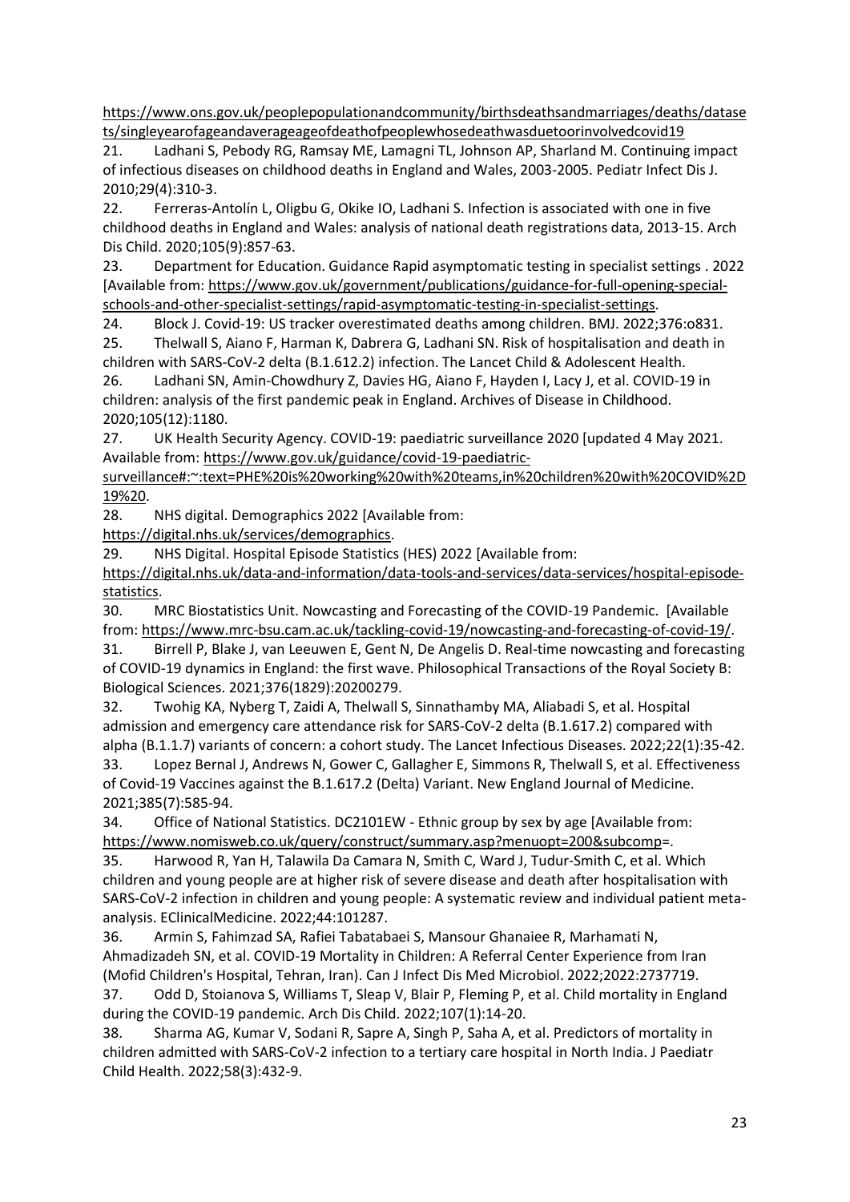https://www.ons.gov.uk/peoplepopulationandcommunity/birthsdeathsandmarriages/deaths/datasets/singleyearofageandaverageageofdeathofpeoplewhosedeathwasduetoorinvolvedcovid19

21. Ladhani S, Pebody RG, Ramsay ME, Lamagni TL, Johnson AP, Sharland M. Continuing impact of infectious diseases on childhood deaths in England and Wales, 2003-2005. Pediatr Infect Dis J. 2010;29(4):310-3.

22. Ferreras-Antolín L, Oligbu G, Okike IO, Ladhani S. Infection is associated with one in five childhood deaths in England and Wales: analysis of national death registrations data, 2013-15. Arch Dis Child. 2020;105(9):857-63.

23. Department for Education. Guidance Rapid asymptomatic testing in specialist settings . 2022 [Available from: https://www.gov.uk/government/publications/guidance-for-full-opening-special-schools-and-other-specialist-settings/rapid-asymptomatic-testing-in-specialist-settings.

24. Block J. Covid-19: US tracker overestimated deaths among children. BMJ. 2022;376:o831.

25. Thelwall S, Aiano F, Harman K, Dabrera G, Ladhani SN. Risk of hospitalisation and death in children with SARS-CoV-2 delta (B.1.612.2) infection. The Lancet Child & Adolescent Health.

26. Ladhani SN, Amin-Chowdhury Z, Davies HG, Aiano F, Hayden I, Lacy J, et al. COVID-19 in children: analysis of the first pandemic peak in England. Archives of Disease in Childhood. 2020;105(12):1180.

27. UK Health Security Agency. COVID-19: paediatric surveillance 2020 [updated 4 May 2021. Available from: https://www.gov.uk/guidance/covid-19-paediatric-surveillance#:~:text=PHE%20is%20working%20with%20teams,in%20children%20with%20COVID%2D19%20.

28. NHS digital. Demographics 2022 [Available from: https://digital.nhs.uk/services/demographics.

29. NHS Digital. Hospital Episode Statistics (HES) 2022 [Available from: https://digital.nhs.uk/data-and-information/data-tools-and-services/data-services/hospital-episode-statistics.

30. MRC Biostatistics Unit. Nowcasting and Forecasting of the COVID-19 Pandemic. [Available from: https://www.mrc-bsu.cam.ac.uk/tackling-covid-19/nowcasting-and-forecasting-of-covid-19/.

31. Birrell P, Blake J, van Leeuwen E, Gent N, De Angelis D. Real-time nowcasting and forecasting of COVID-19 dynamics in England: the first wave. Philosophical Transactions of the Royal Society B: Biological Sciences. 2021;376(1829):20200279.

32. Twohig KA, Nyberg T, Zaidi A, Thelwall S, Sinnathamby MA, Aliabadi S, et al. Hospital admission and emergency care attendance risk for SARS-CoV-2 delta (B.1.617.2) compared with alpha (B.1.1.7) variants of concern: a cohort study. The Lancet Infectious Diseases. 2022;22(1):35-42.

33. Lopez Bernal J, Andrews N, Gower C, Gallagher E, Simmons R, Thelwall S, et al. Effectiveness of Covid-19 Vaccines against the B.1.617.2 (Delta) Variant. New England Journal of Medicine. 2021;385(7):585-94.

34. Office of National Statistics. DC2101EW - Ethnic group by sex by age [Available from: https://www.nomisweb.co.uk/query/construct/summary.asp?menuopt=200&subcomp=.

35. Harwood R, Yan H, Talawila Da Camara N, Smith C, Ward J, Tudur-Smith C, et al. Which children and young people are at higher risk of severe disease and death after hospitalisation with SARS-CoV-2 infection in children and young people: A systematic review and individual patient meta-analysis. EClinicalMedicine. 2022;44:101287.

36. Armin S, Fahimzad SA, Rafiei Tabatabaei S, Mansour Ghanaiee R, Marhamati N, Ahmadizadeh SN, et al. COVID-19 Mortality in Children: A Referral Center Experience from Iran (Mofid Children's Hospital, Tehran, Iran). Can J Infect Dis Med Microbiol. 2022;2022:2737719.

37. Odd D, Stoianova S, Williams T, Sleap V, Blair P, Fleming P, et al. Child mortality in England during the COVID-19 pandemic. Arch Dis Child. 2022;107(1):14-20.

38. Sharma AG, Kumar V, Sodani R, Sapre A, Singh P, Saha A, et al. Predictors of mortality in children admitted with SARS-CoV-2 infection to a tertiary care hospital in North India. J Paediatr Child Health. 2022;58(3):432-9.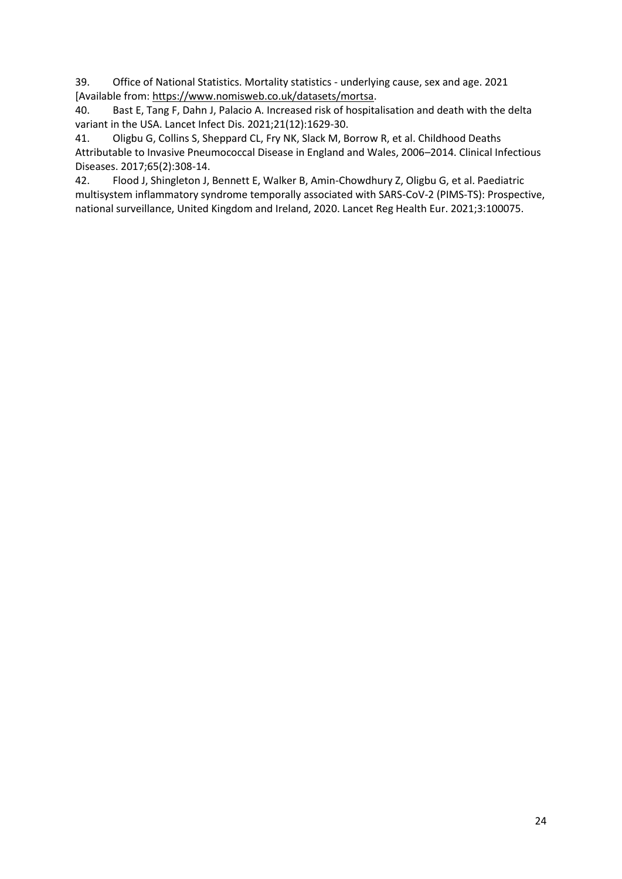39. Office of National Statistics. Mortality statistics - underlying cause, sex and age. 2021 [Available from: https://www.nomisweb.co.uk/datasets/mortsa.

40. Bast E, Tang F, Dahn J, Palacio A. Increased risk of hospitalisation and death with the delta variant in the USA. Lancet Infect Dis. 2021;21(12):1629-30.

41. Oligbu G, Collins S, Sheppard CL, Fry NK, Slack M, Borrow R, et al. Childhood Deaths Attributable to Invasive Pneumococcal Disease in England and Wales, 2006–2014. Clinical Infectious Diseases. 2017;65(2):308-14.

42. Flood J, Shingleton J, Bennett E, Walker B, Amin-Chowdhury Z, Oligbu G, et al. Paediatric multisystem inflammatory syndrome temporally associated with SARS-CoV-2 (PIMS-TS): Prospective, national surveillance, United Kingdom and Ireland, 2020. Lancet Reg Health Eur. 2021;3:100075.